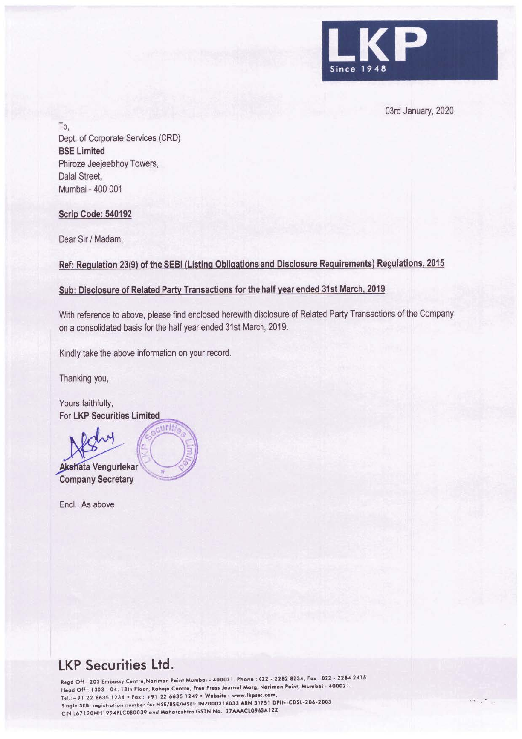LKP
Since 1948

03rd January, 2020

To,
Dept. of Corporate Services (CRD)
**BSE Limited**
Phiroze Jeejeebhoy Towers,
Dalal Street,
Mumbai - 400 001

**Scrip Code: 540192**

Dear Sir / Madam,

**Ref: Regulation 23(9) of the SEBI (Listing Obligations and Disclosure Requirements) Regulations, 2015**

**Sub: Disclosure of Related Party Transactions for the half year ended 31st March, 2019**

With reference to above, please find enclosed herewith disclosure of Related Party Transactions of the Company on a consolidated basis for the half year ended 31st March, 2019.

Kindly take the above information on your record.

Thanking you,

Yours faithfully,
For **LKP Securities Limited**

**Akshata Vengurlekar**
**Company Secretary**

Encl.: As above

## LKP Securities Ltd.

Regd Off : 203 Embassy Centre,Nariman Point Mumbai - 400021. Phone : 022 - 2282 8234, Fax : 022 - 2284 2415
Head Off : 1303 - 04, 13th Floor, Raheja Centre, Free Press Journal Marg, Nariman Point, Mumbai - 400021.
Tel.:+91 22 6635 1234 • Fax : +91 22 6635 1249 • Website : www.lkpsec.com,
Single SEBI registration number for NSE/BSE/MSEI: INZ000216033 ARN 31751 DPIN-CDSL-206-2003
CIN L67120MH1994PLC080039 and Maharashtra GSTN No. 27AAACL0963A1ZZ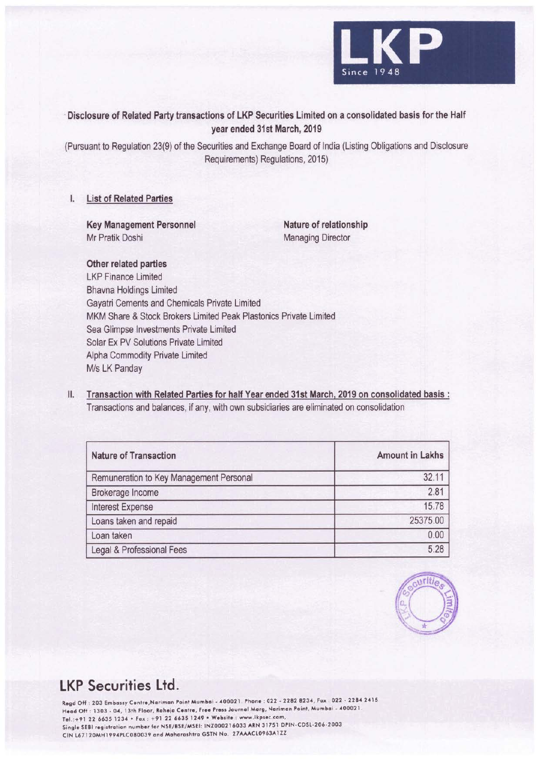LKP

Since 1948

## Disclosure of Related Party transactions of LKP Securities Limited on a consolidated basis for the Half year ended 31st March, 2019

(Pursuant to Regulation 23(9) of the Securities and Exchange Board of India (Listing Obligations and Disclosure Requirements) Regulations, 2015)

### I. List of Related Parties

| **Key Management Personnel** | **Nature of relationship** |
|---|---|
| Mr Pratik Doshi | Managing Director |

**Other related parties**

LKP Finance Limited
Bhavna Holdings Limited
Gayatri Cements and Chemicals Private Limited
MKM Share & Stock Brokers Limited Peak Plastonics Private Limited
Sea Glimpse Investments Private Limited
Solar Ex PV Solutions Private Limited
Alpha Commodity Private Limited
M/s LK Panday

### II. Transaction with Related Parties for half Year ended 31st March, 2019 on consolidated basis :

Transactions and balances, if any, with own subsidiaries are eliminated on consolidation

| Nature of Transaction | Amount in Lakhs |
|---|---|
| Remuneration to Key Management Personal | 32.11 |
| Brokerage Income | 2.81 |
| Interest Expense | 15.78 |
| Loans taken and repaid | 25375.00 |
| Loan taken | 0.00 |
| Legal & Professional Fees | 5.28 |

LKP Securities Ltd.

Regd Off : 203 Embassy Centre,Nariman Point Mumbai - 400021. Phone : 022 - 2282 8234, Fax : 022 - 2284 2415
Head Off : 1303 - 04, 13th Floor, Raheja Centre, Free Press Journal Marg, Nariman Point, Mumbai - 400021.
Tel.:+91 22 6635 1234 • Fax : +91 22 6635 1249 • Website : www.lkpsec.com,
Single SEBI registration number for NSE/BSE/MSEI: INZ000216033 ARN 31751 DPIN-CDSL-206-2003
CIN L67120MH1994PLC080039 and Maharashtra GSTN No. 27AAACL0963A1ZZ